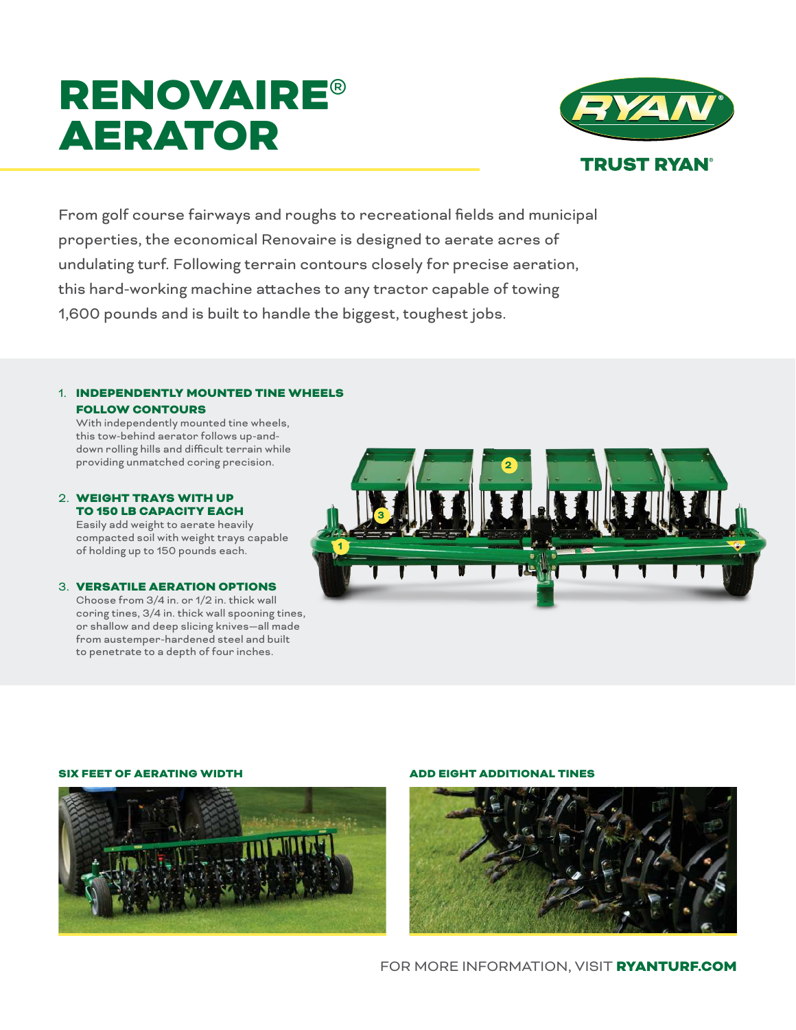# RENOVAIRE® AERATOR

TRUST RYAN®

From golf course fairways and roughs to recreational fields and municipal properties, the economical Renovaire is designed to aerate acres of undulating turf. Following terrain contours closely for precise aeration, this hard-working machine attaches to any tractor capable of towing 1,600 pounds and is built to handle the biggest, toughest jobs.

1. **INDEPENDENTLY MOUNTED TINE WHEELS FOLLOW CONTOURS**
   With independently mounted tine wheels, this tow-behind aerator follows up-and-down rolling hills and difficult terrain while providing unmatched coring precision.

2. **WEIGHT TRAYS WITH UP TO 150 LB CAPACITY EACH**
   Easily add weight to aerate heavily compacted soil with weight trays capable of holding up to 150 pounds each.

3. **VERSATILE AERATION OPTIONS**
   Choose from 3/4 in. or 1/2 in. thick wall coring tines, 3/4 in. thick wall spooning tines, or shallow and deep slicing knives—all made from austemper-hardened steel and built to penetrate to a depth of four inches.

**SIX FEET OF AERATING WIDTH**

**ADD EIGHT ADDITIONAL TINES**

FOR MORE INFORMATION, VISIT **RYANTURF.COM**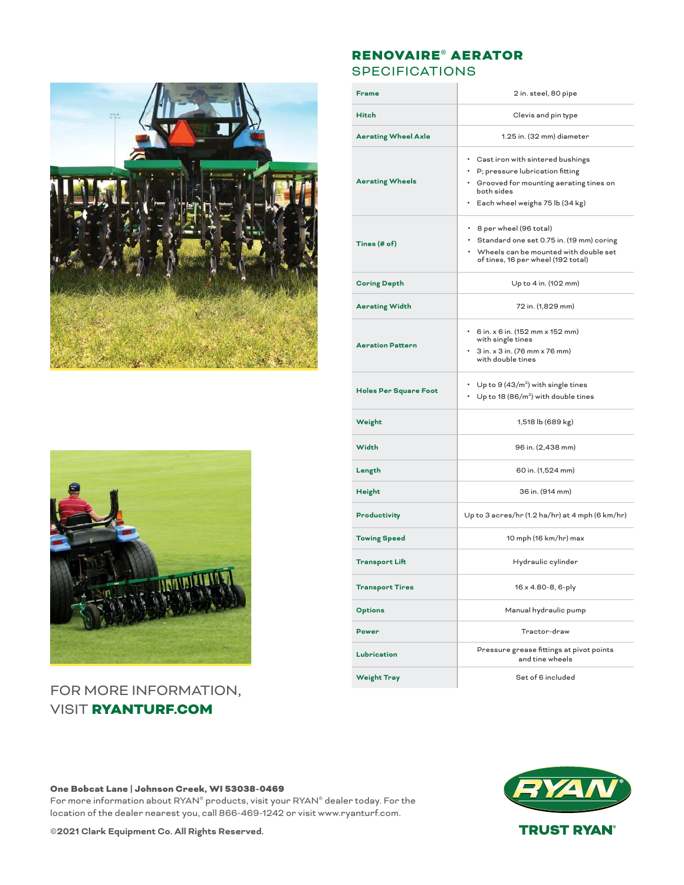## RENOVAIRE® AERATOR SPECIFICATIONS

| | |
|---|---|
| **Frame** | 2 in. steel, 80 pipe |
| **Hitch** | Clevis and pin type |
| **Aerating Wheel Axle** | 1.25 in. (32 mm) diameter |
| **Aerating Wheels** | • Cast iron with sintered bushings<br>• P; pressure lubrication fitting<br>• Grooved for mounting aerating tines on both sides<br>• Each wheel weighs 75 lb (34 kg) |
| **Tines (# of)** | • 8 per wheel (96 total)<br>• Standard one set 0.75 in. (19 mm) coring<br>• Wheels can be mounted with double set of tines, 16 per wheel (192 total) |
| **Coring Depth** | Up to 4 in. (102 mm) |
| **Aerating Width** | 72 in. (1,829 mm) |
| **Aeration Pattern** | • 6 in. x 6 in. (152 mm x 152 mm) with single tines<br>• 3 in. x 3 in. (76 mm x 76 mm) with double tines |
| **Holes Per Square Foot** | • Up to 9 (43/m²) with single tines<br>• Up to 18 (86/m²) with double tines |
| **Weight** | 1,518 lb (689 kg) |
| **Width** | 96 in. (2,438 mm) |
| **Length** | 60 in. (1,524 mm) |
| **Height** | 36 in. (914 mm) |
| **Productivity** | Up to 3 acres/hr (1.2 ha/hr) at 4 mph (6 km/hr) |
| **Towing Speed** | 10 mph (16 km/hr) max |
| **Transport Lift** | Hydraulic cylinder |
| **Transport Tires** | 16 x 4.80-8, 6-ply |
| **Options** | Manual hydraulic pump |
| **Power** | Tractor-draw |
| **Lubrication** | Pressure grease fittings at pivot points and tine wheels |
| **Weight Tray** | Set of 6 included |

FOR MORE INFORMATION, VISIT **RYANTURF.COM**

**One Bobcat Lane | Johnson Creek, WI 53038-0469**
For more information about RYAN® products, visit your RYAN® dealer today. For the location of the dealer nearest you, call 866-469-1242 or visit www.ryanturf.com.

**©2021 Clark Equipment Co. All Rights Reserved.**

RYAN®
TRUST RYAN®